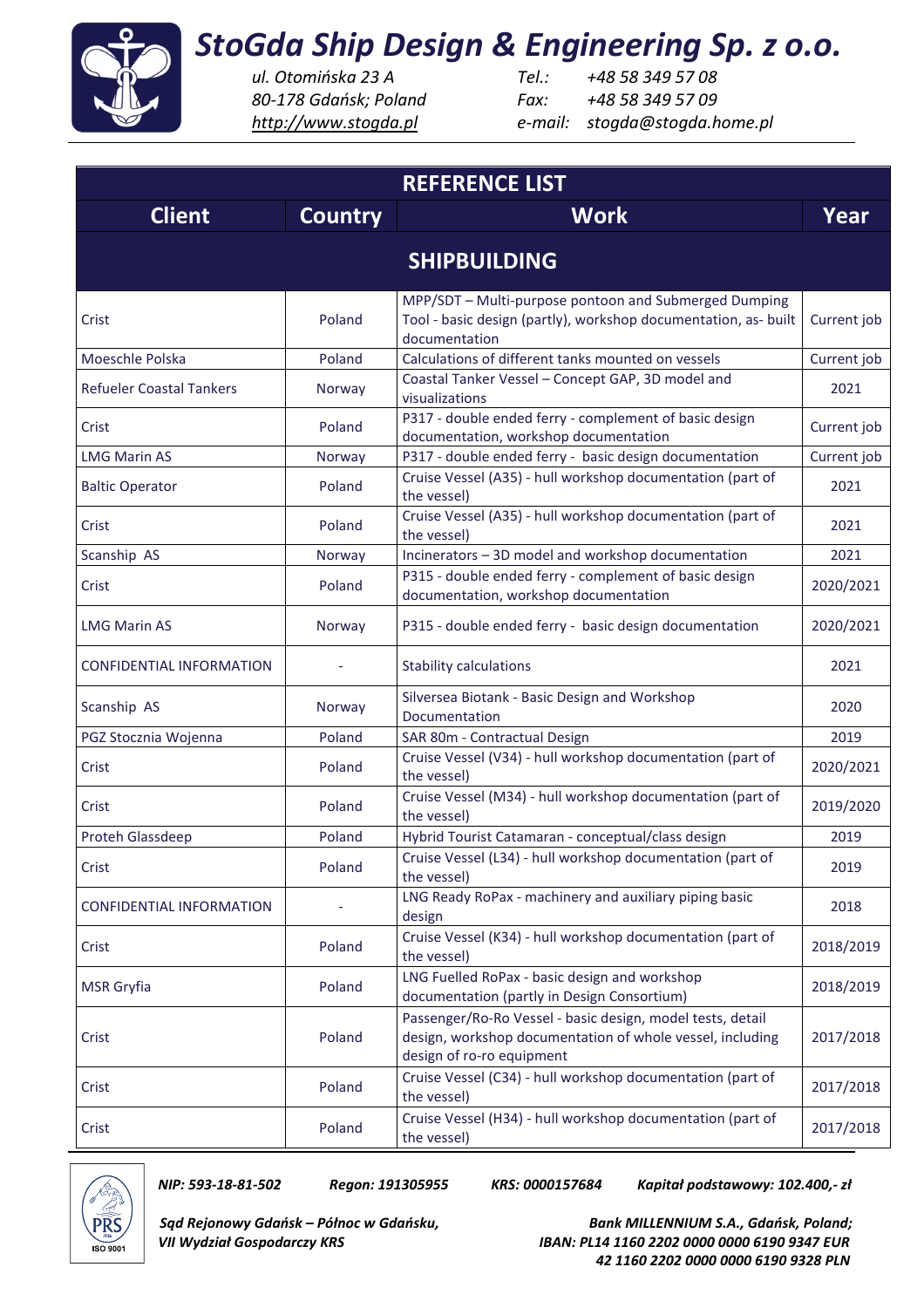# StoGda Ship Design & Engineering Sp. z o.o.

ul. Otomińska 23 A
80-178 Gdańsk; Poland
http://www.stogda.pl

Tel.: +48 58 349 57 08
Fax: +48 58 349 57 09
e-mail: stogda@stogda.home.pl

## REFERENCE LIST

| Client | Country | Work | Year |
|---|---|---|---|
| **SHIPBUILDING** | | | |
| Crist | Poland | MPP/SDT – Multi-purpose pontoon and Submerged Dumping Tool - basic design (partly), workshop documentation, as- built documentation | Current job |
| Moeschle Polska | Poland | Calculations of different tanks mounted on vessels | Current job |
| Refueler Coastal Tankers | Norway | Coastal Tanker Vessel – Concept GAP, 3D model and visualizations | 2021 |
| Crist | Poland | P317 - double ended ferry - complement of basic design documentation, workshop documentation | Current job |
| LMG Marin AS | Norway | P317 - double ended ferry - basic design documentation | Current job |
| Baltic Operator | Poland | Cruise Vessel (A35) - hull workshop documentation (part of the vessel) | 2021 |
| Crist | Poland | Cruise Vessel (A35) - hull workshop documentation (part of the vessel) | 2021 |
| Scanship AS | Norway | Incinerators – 3D model and workshop documentation | 2021 |
| Crist | Poland | P315 - double ended ferry - complement of basic design documentation, workshop documentation | 2020/2021 |
| LMG Marin AS | Norway | P315 - double ended ferry - basic design documentation | 2020/2021 |
| CONFIDENTIAL INFORMATION | - | Stability calculations | 2021 |
| Scanship AS | Norway | Silversea Biotank - Basic Design and Workshop Documentation | 2020 |
| PGZ Stocznia Wojenna | Poland | SAR 80m - Contractual Design | 2019 |
| Crist | Poland | Cruise Vessel (V34) - hull workshop documentation (part of the vessel) | 2020/2021 |
| Crist | Poland | Cruise Vessel (M34) - hull workshop documentation (part of the vessel) | 2019/2020 |
| Proteh Glassdeep | Poland | Hybrid Tourist Catamaran - conceptual/class design | 2019 |
| Crist | Poland | Cruise Vessel (L34) - hull workshop documentation (part of the vessel) | 2019 |
| CONFIDENTIAL INFORMATION | - | LNG Ready RoPax - machinery and auxiliary piping basic design | 2018 |
| Crist | Poland | Cruise Vessel (K34) - hull workshop documentation (part of the vessel) | 2018/2019 |
| MSR Gryfia | Poland | LNG Fuelled RoPax - basic design and workshop documentation (partly in Design Consortium) | 2018/2019 |
| Crist | Poland | Passenger/Ro-Ro Vessel - basic design, model tests, detail design, workshop documentation of whole vessel, including design of ro-ro equipment | 2017/2018 |
| Crist | Poland | Cruise Vessel (C34) - hull workshop documentation (part of the vessel) | 2017/2018 |
| Crist | Poland | Cruise Vessel (H34) - hull workshop documentation (part of the vessel) | 2017/2018 |

*NIP: 593-18-81-502 Regon: 191305955 KRS: 0000157684 Kapitał podstawowy: 102.400,- zł*

*Sąd Rejonowy Gdańsk – Północ w Gdańsku, VII Wydział Gospodarczy KRS*

*Bank MILLENNIUM S.A., Gdańsk, Poland; IBAN: PL14 1160 2202 0000 0000 6190 9347 EUR 42 1160 2202 0000 0000 6190 9328 PLN*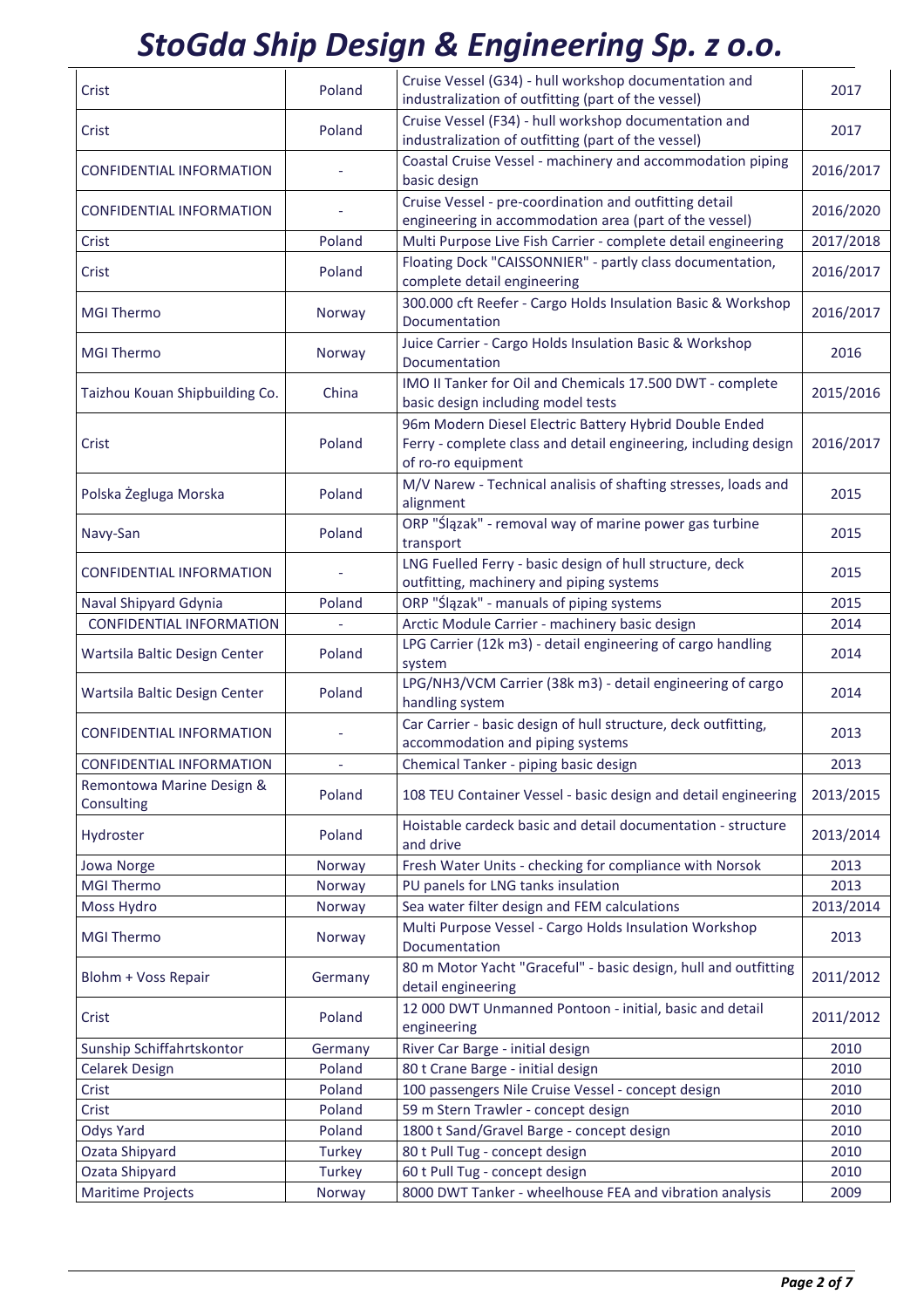| Crist | Poland | Cruise Vessel (G34) - hull workshop documentation and industralization of outfitting (part of the vessel) | 2017 |
|---|---|---|---|
| Crist | Poland | Cruise Vessel (F34) - hull workshop documentation and industralization of outfitting (part of the vessel) | 2017 |
| CONFIDENTIAL INFORMATION | - | Coastal Cruise Vessel - machinery and accommodation piping basic design | 2016/2017 |
| CONFIDENTIAL INFORMATION | - | Cruise Vessel - pre-coordination and outfitting detail engineering in accommodation area (part of the vessel) | 2016/2020 |
| Crist | Poland | Multi Purpose Live Fish Carrier - complete detail engineering | 2017/2018 |
| Crist | Poland | Floating Dock "CAISSONNIER" - partly class documentation, complete detail engineering | 2016/2017 |
| MGI Thermo | Norway | 300.000 cft Reefer - Cargo Holds Insulation Basic & Workshop Documentation | 2016/2017 |
| MGI Thermo | Norway | Juice Carrier - Cargo Holds Insulation Basic & Workshop Documentation | 2016 |
| Taizhou Kouan Shipbuilding Co. | China | IMO II Tanker for Oil and Chemicals 17.500 DWT - complete basic design including model tests | 2015/2016 |
| Crist | Poland | 96m Modern Diesel Electric Battery Hybrid Double Ended Ferry - complete class and detail engineering, including design of ro-ro equipment | 2016/2017 |
| Polska Żegluga Morska | Poland | M/V Narew - Technical analisis of shafting stresses, loads and alignment | 2015 |
| Navy-San | Poland | ORP "Ślązak" - removal way of marine power gas turbine transport | 2015 |
| CONFIDENTIAL INFORMATION | - | LNG Fuelled Ferry - basic design of hull structure, deck outfitting, machinery and piping systems | 2015 |
| Naval Shipyard Gdynia | Poland | ORP "Ślązak" - manuals of piping systems | 2015 |
| CONFIDENTIAL INFORMATION | - | Arctic Module Carrier - machinery basic design | 2014 |
| Wartsila Baltic Design Center | Poland | LPG Carrier (12k m3) - detail engineering of cargo handling system | 2014 |
| Wartsila Baltic Design Center | Poland | LPG/NH3/VCM Carrier (38k m3) - detail engineering of cargo handling system | 2014 |
| CONFIDENTIAL INFORMATION | - | Car Carrier - basic design of hull structure, deck outfitting, accommodation and piping systems | 2013 |
| CONFIDENTIAL INFORMATION | - | Chemical Tanker - piping basic design | 2013 |
| Remontowa Marine Design & Consulting | Poland | 108 TEU Container Vessel - basic design and detail engineering | 2013/2015 |
| Hydroster | Poland | Hoistable cardeck basic and detail documentation - structure and drive | 2013/2014 |
| Jowa Norge | Norway | Fresh Water Units - checking for compliance with Norsok | 2013 |
| MGI Thermo | Norway | PU panels for LNG tanks insulation | 2013 |
| Moss Hydro | Norway | Sea water filter design and FEM calculations | 2013/2014 |
| MGI Thermo | Norway | Multi Purpose Vessel - Cargo Holds Insulation Workshop Documentation | 2013 |
| Blohm + Voss Repair | Germany | 80 m Motor Yacht "Graceful" - basic design, hull and outfitting detail engineering | 2011/2012 |
| Crist | Poland | 12 000 DWT Unmanned Pontoon - initial, basic and detail engineering | 2011/2012 |
| Sunship Schiffahrtskontor | Germany | River Car Barge - initial design | 2010 |
| Celarek Design | Poland | 80 t Crane Barge - initial design | 2010 |
| Crist | Poland | 100 passengers Nile Cruise Vessel - concept design | 2010 |
| Crist | Poland | 59 m Stern Trawler - concept design | 2010 |
| Odys Yard | Poland | 1800 t Sand/Gravel Barge - concept design | 2010 |
| Ozata Shipyard | Turkey | 80 t Pull Tug - concept design | 2010 |
| Ozata Shipyard | Turkey | 60 t Pull Tug - concept design | 2010 |
| Maritime Projects | Norway | 8000 DWT Tanker - wheelhouse FEA and vibration analysis | 2009 |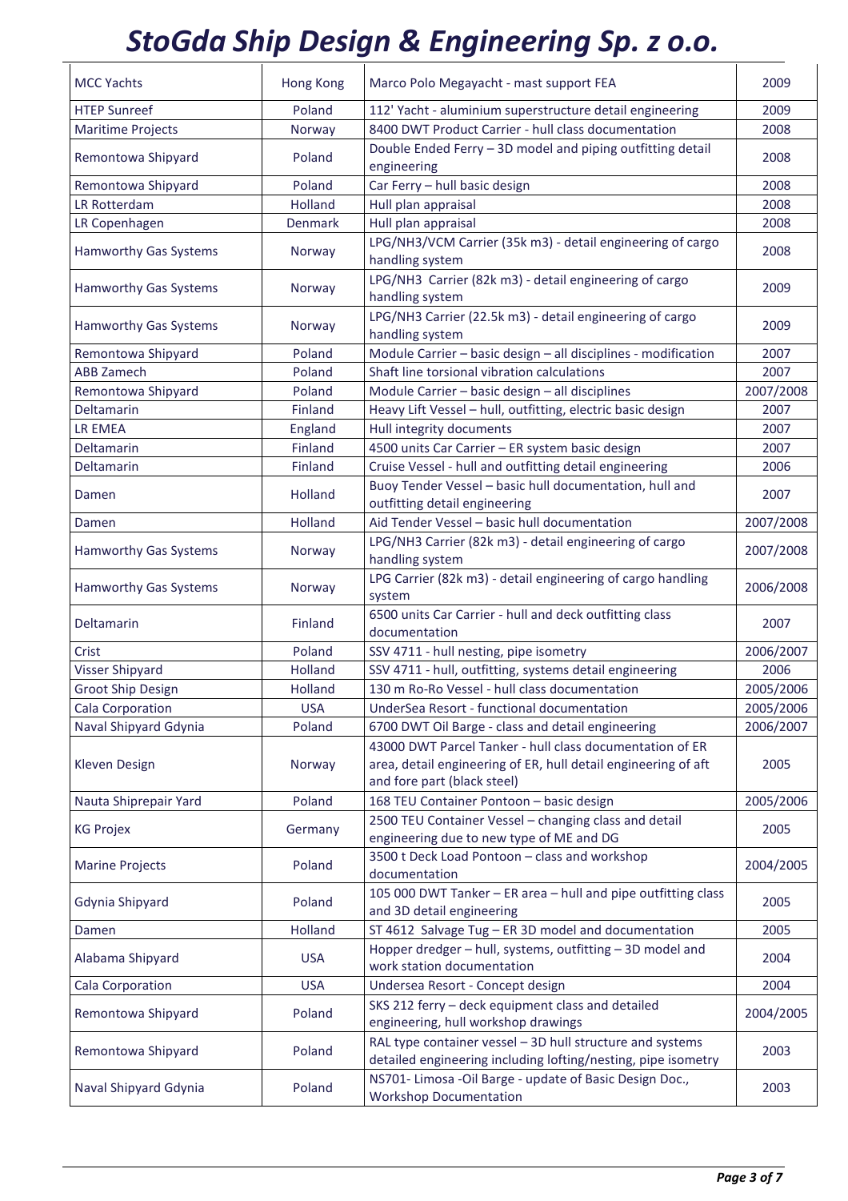| MCC Yachts | Hong Kong | Marco Polo Megayacht - mast support FEA | 2009 |
|---|---|---|---|
| HTEP Sunreef | Poland | 112' Yacht - aluminium superstructure detail engineering | 2009 |
| Maritime Projects | Norway | 8400 DWT Product Carrier - hull class documentation | 2008 |
| Remontowa Shipyard | Poland | Double Ended Ferry – 3D model and piping outfitting detail engineering | 2008 |
| Remontowa Shipyard | Poland | Car Ferry – hull basic design | 2008 |
| LR Rotterdam | Holland | Hull plan appraisal | 2008 |
| LR Copenhagen | Denmark | Hull plan appraisal | 2008 |
| Hamworthy Gas Systems | Norway | LPG/NH3/VCM Carrier (35k m3) - detail engineering of cargo handling system | 2008 |
| Hamworthy Gas Systems | Norway | LPG/NH3 Carrier (82k m3) - detail engineering of cargo handling system | 2009 |
| Hamworthy Gas Systems | Norway | LPG/NH3 Carrier (22.5k m3) - detail engineering of cargo handling system | 2009 |
| Remontowa Shipyard | Poland | Module Carrier – basic design – all disciplines - modification | 2007 |
| ABB Zamech | Poland | Shaft line torsional vibration calculations | 2007 |
| Remontowa Shipyard | Poland | Module Carrier – basic design – all disciplines | 2007/2008 |
| Deltamarin | Finland | Heavy Lift Vessel – hull, outfitting, electric basic design | 2007 |
| LR EMEA | England | Hull integrity documents | 2007 |
| Deltamarin | Finland | 4500 units Car Carrier – ER system basic design | 2007 |
| Deltamarin | Finland | Cruise Vessel - hull and outfitting detail engineering | 2006 |
| Damen | Holland | Buoy Tender Vessel – basic hull documentation, hull and outfitting detail engineering | 2007 |
| Damen | Holland | Aid Tender Vessel – basic hull documentation | 2007/2008 |
| Hamworthy Gas Systems | Norway | LPG/NH3 Carrier (82k m3) - detail engineering of cargo handling system | 2007/2008 |
| Hamworthy Gas Systems | Norway | LPG Carrier (82k m3) - detail engineering of cargo handling system | 2006/2008 |
| Deltamarin | Finland | 6500 units Car Carrier - hull and deck outfitting class documentation | 2007 |
| Crist | Poland | SSV 4711 - hull nesting, pipe isometry | 2006/2007 |
| Visser Shipyard | Holland | SSV 4711 - hull, outfitting, systems detail engineering | 2006 |
| Groot Ship Design | Holland | 130 m Ro-Ro Vessel - hull class documentation | 2005/2006 |
| Cala Corporation | USA | UnderSea Resort - functional documentation | 2005/2006 |
| Naval Shipyard Gdynia | Poland | 6700 DWT Oil Barge - class and detail engineering | 2006/2007 |
| Kleven Design | Norway | 43000 DWT Parcel Tanker - hull class documentation of ER area, detail engineering of ER, hull detail engineering of aft and fore part (black steel) | 2005 |
| Nauta Shiprepair Yard | Poland | 168 TEU Container Pontoon – basic design | 2005/2006 |
| KG Projex | Germany | 2500 TEU Container Vessel – changing class and detail engineering due to new type of ME and DG | 2005 |
| Marine Projects | Poland | 3500 t Deck Load Pontoon – class and workshop documentation | 2004/2005 |
| Gdynia Shipyard | Poland | 105 000 DWT Tanker – ER area – hull and pipe outfitting class and 3D detail engineering | 2005 |
| Damen | Holland | ST 4612 Salvage Tug – ER 3D model and documentation | 2005 |
| Alabama Shipyard | USA | Hopper dredger – hull, systems, outfitting – 3D model and work station documentation | 2004 |
| Cala Corporation | USA | Undersea Resort - Concept design | 2004 |
| Remontowa Shipyard | Poland | SKS 212 ferry – deck equipment class and detailed engineering, hull workshop drawings | 2004/2005 |
| Remontowa Shipyard | Poland | RAL type container vessel – 3D hull structure and systems detailed engineering including lofting/nesting, pipe isometry | 2003 |
| Naval Shipyard Gdynia | Poland | NS701- Limosa -Oil Barge - update of Basic Design Doc., Workshop Documentation | 2003 |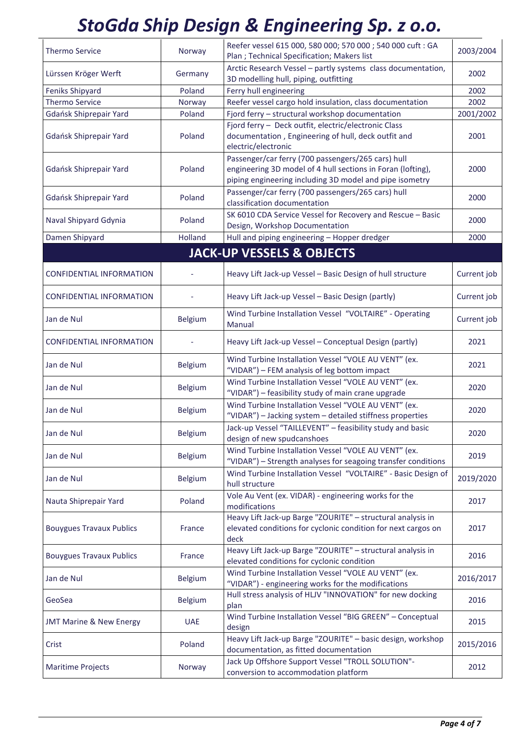| | | | |
|---|---|---|---|
| Thermo Service | Norway | Reefer vessel 615 000, 580 000; 570 000 ; 540 000 cuft : GA Plan ; Technical Specification; Makers list | 2003/2004 |
| Lürssen Kröger Werft | Germany | Arctic Research Vessel – partly systems class documentation, 3D modelling hull, piping, outfitting | 2002 |
| Feniks Shipyard | Poland | Ferry hull engineering | 2002 |
| Thermo Service | Norway | Reefer vessel cargo hold insulation, class documentation | 2002 |
| Gdańsk Shiprepair Yard | Poland | Fjord ferry – structural workshop documentation | 2001/2002 |
| Gdańsk Shiprepair Yard | Poland | Fjord ferry – Deck outfit, electric/electronic Class documentation , Engineering of hull, deck outfit and electric/electronic | 2001 |
| Gdańsk Shiprepair Yard | Poland | Passenger/car ferry (700 passengers/265 cars) hull engineering 3D model of 4 hull sections in Foran (lofting), piping engineering including 3D model and pipe isometry | 2000 |
| Gdańsk Shiprepair Yard | Poland | Passenger/car ferry (700 passengers/265 cars) hull classification documentation | 2000 |
| Naval Shipyard Gdynia | Poland | SK 6010 CDA Service Vessel for Recovery and Rescue – Basic Design, Workshop Documentation | 2000 |
| Damen Shipyard | Holland | Hull and piping engineering – Hopper dredger | 2000 |

## JACK-UP VESSELS & OBJECTS

| | | | |
|---|---|---|---|
| CONFIDENTIAL INFORMATION | - | Heavy Lift Jack-up Vessel – Basic Design of hull structure | Current job |
| CONFIDENTIAL INFORMATION | - | Heavy Lift Jack-up Vessel – Basic Design (partly) | Current job |
| Jan de Nul | Belgium | Wind Turbine Installation Vessel "VOLTAIRE" - Operating Manual | Current job |
| CONFIDENTIAL INFORMATION | - | Heavy Lift Jack-up Vessel – Conceptual Design (partly) | 2021 |
| Jan de Nul | Belgium | Wind Turbine Installation Vessel "VOLE AU VENT" (ex. "VIDAR") – FEM analysis of leg bottom impact | 2021 |
| Jan de Nul | Belgium | Wind Turbine Installation Vessel "VOLE AU VENT" (ex. "VIDAR") – feasibility study of main crane upgrade | 2020 |
| Jan de Nul | Belgium | Wind Turbine Installation Vessel "VOLE AU VENT" (ex. "VIDAR") – Jacking system – detailed stiffness properties | 2020 |
| Jan de Nul | Belgium | Jack-up Vessel "TAILLEVENT" – feasibility study and basic design of new spudcanshoes | 2020 |
| Jan de Nul | Belgium | Wind Turbine Installation Vessel "VOLE AU VENT" (ex. "VIDAR") – Strength analyses for seagoing transfer conditions | 2019 |
| Jan de Nul | Belgium | Wind Turbine Installation Vessel "VOLTAIRE" - Basic Design of hull structure | 2019/2020 |
| Nauta Shiprepair Yard | Poland | Vole Au Vent (ex. VIDAR) - engineering works for the modifications | 2017 |
| Bouygues Travaux Publics | France | Heavy Lift Jack-up Barge "ZOURITE" – structural analysis in elevated conditions for cyclonic condition for next cargos on deck | 2017 |
| Bouygues Travaux Publics | France | Heavy Lift Jack-up Barge "ZOURITE" – structural analysis in elevated conditions for cyclonic condition | 2016 |
| Jan de Nul | Belgium | Wind Turbine Installation Vessel "VOLE AU VENT" (ex. "VIDAR") - engineering works for the modifications | 2016/2017 |
| GeoSea | Belgium | Hull stress analysis of HLJV "INNOVATION" for new docking plan | 2016 |
| JMT Marine & New Energy | UAE | Wind Turbine Installation Vessel "BIG GREEN" – Conceptual design | 2015 |
| Crist | Poland | Heavy Lift Jack-up Barge "ZOURITE" – basic design, workshop documentation, as fitted documentation | 2015/2016 |
| Maritime Projects | Norway | Jack Up Offshore Support Vessel "TROLL SOLUTION"- conversion to accommodation platform | 2012 |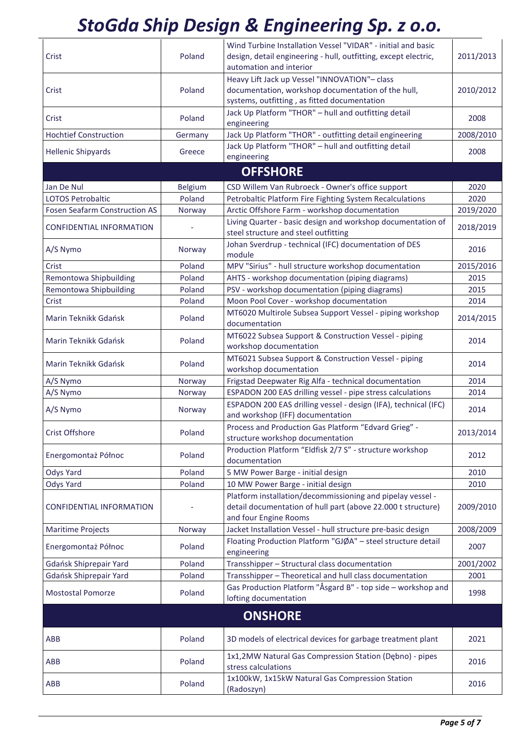| | | | |
|---|---|---|---|
| Crist | Poland | Wind Turbine Installation Vessel "VIDAR" - initial and basic design, detail engineering - hull, outfitting, except electric, automation and interior | 2011/2013 |
| Crist | Poland | Heavy Lift Jack up Vessel "INNOVATION"– class documentation, workshop documentation of the hull, systems, outfitting , as fitted documentation | 2010/2012 |
| Crist | Poland | Jack Up Platform "THOR" – hull and outfitting detail engineering | 2008 |
| Hochtief Construction | Germany | Jack Up Platform "THOR" - outfitting detail engineering | 2008/2010 |
| Hellenic Shipyards | Greece | Jack Up Platform "THOR" – hull and outfitting detail engineering | 2008 |
| **OFFSHORE** | | | |
| Jan De Nul | Belgium | CSD Willem Van Rubroeck - Owner's office support | 2020 |
| LOTOS Petrobaltic | Poland | Petrobaltic Platform Fire Fighting System Recalculations | 2020 |
| Fosen Seafarm Construction AS | Norway | Arctic Offshore Farm - workshop documentation | 2019/2020 |
| CONFIDENTIAL INFORMATION | - | Living Quarter - basic design and workshop documentation of steel structure and steel outfitting | 2018/2019 |
| A/S Nymo | Norway | Johan Sverdrup - technical (IFC) documentation of DES module | 2016 |
| Crist | Poland | MPV "Sirius" - hull structure workshop documentation | 2015/2016 |
| Remontowa Shipbuilding | Poland | AHTS - workshop documentation (piping diagrams) | 2015 |
| Remontowa Shipbuilding | Poland | PSV - workshop documentation (piping diagrams) | 2015 |
| Crist | Poland | Moon Pool Cover - workshop documentation | 2014 |
| Marin Teknikk Gdańsk | Poland | MT6020 Multirole Subsea Support Vessel - piping workshop documentation | 2014/2015 |
| Marin Teknikk Gdańsk | Poland | MT6022 Subsea Support & Construction Vessel - piping workshop documentation | 2014 |
| Marin Teknikk Gdańsk | Poland | MT6021 Subsea Support & Construction Vessel - piping workshop documentation | 2014 |
| A/S Nymo | Norway | Frigstad Deepwater Rig Alfa - technical documentation | 2014 |
| A/S Nymo | Norway | ESPADON 200 EAS drilling vessel - pipe stress calculations | 2014 |
| A/S Nymo | Norway | ESPADON 200 EAS drilling vessel - design (IFA), technical (IFC) and workshop (IFF) documentation | 2014 |
| Crist Offshore | Poland | Process and Production Gas Platform "Edvard Grieg" - structure workshop documentation | 2013/2014 |
| Energomontaż Północ | Poland | Production Platform "Eldfisk 2/7 S" - structure workshop documentation | 2012 |
| Odys Yard | Poland | 5 MW Power Barge - initial design | 2010 |
| Odys Yard | Poland | 10 MW Power Barge - initial design | 2010 |
| CONFIDENTIAL INFORMATION | - | Platform installation/decommissioning and pipelay vessel - detail documentation of hull part (above 22.000 t structure) and four Engine Rooms | 2009/2010 |
| Maritime Projects | Norway | Jacket Installation Vessel - hull structure pre-basic design | 2008/2009 |
| Energomontaż Północ | Poland | Floating Production Platform "GJØA" – steel structure detail engineering | 2007 |
| Gdańsk Shiprepair Yard | Poland | Transshipper – Structural class documentation | 2001/2002 |
| Gdańsk Shiprepair Yard | Poland | Transshipper – Theoretical and hull class documentation | 2001 |
| Mostostal Pomorze | Poland | Gas Production Platform "Åsgard B" - top side – workshop and lofting documentation | 1998 |
| **ONSHORE** | | | |
| ABB | Poland | 3D models of electrical devices for garbage treatment plant | 2021 |
| ABB | Poland | 1x1,2MW Natural Gas Compression Station (Dębno) - pipes stress calculations | 2016 |
| ABB | Poland | 1x100kW, 1x15kW Natural Gas Compression Station (Radoszyn) | 2016 |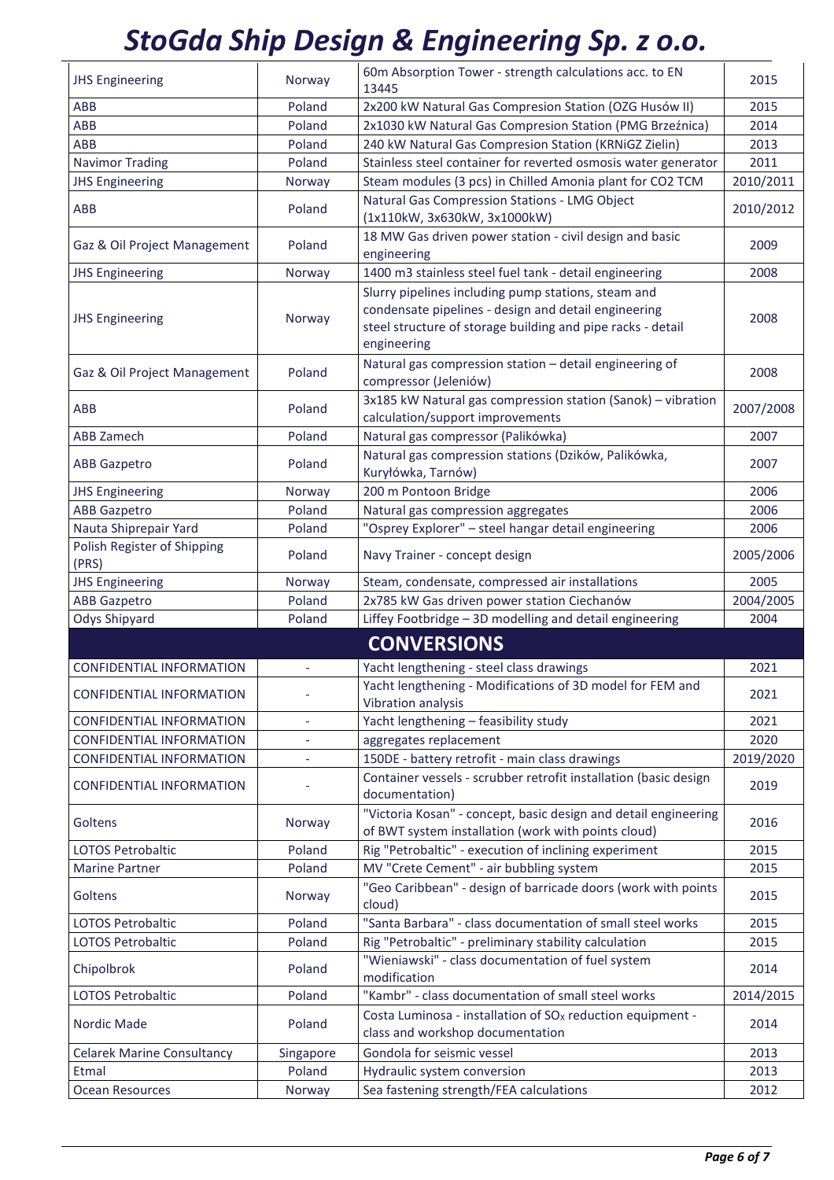# StoGda Ship Design & Engineering Sp. z o.o.

| | | | |
|---|---|---|---|
| JHS Engineering | Norway | 60m Absorption Tower - strength calculations acc. to EN 13445 | 2015 |
| ABB | Poland | 2x200 kW Natural Gas Compresion Station (OZG Husów II) | 2015 |
| ABB | Poland | 2x1030 kW Natural Gas Compresion Station (PMG Brzeźnica) | 2014 |
| ABB | Poland | 240 kW Natural Gas Compresion Station (KRNiGZ Zielin) | 2013 |
| Navimor Trading | Poland | Stainless steel container for reverted osmosis water generator | 2011 |
| JHS Engineering | Norway | Steam modules (3 pcs) in Chilled Amonia plant for CO2 TCM | 2010/2011 |
| ABB | Poland | Natural Gas Compression Stations - LMG Object (1x110kW, 3x630kW, 3x1000kW) | 2010/2012 |
| Gaz & Oil Project Management | Poland | 18 MW Gas driven power station - civil design and basic engineering | 2009 |
| JHS Engineering | Norway | 1400 m3 stainless steel fuel tank - detail engineering | 2008 |
| JHS Engineering | Norway | Slurry pipelines including pump stations, steam and condensate pipelines - design and detail engineering steel structure of storage building and pipe racks - detail engineering | 2008 |
| Gaz & Oil Project Management | Poland | Natural gas compression station – detail engineering of compressor (Jeleniów) | 2008 |
| ABB | Poland | 3x185 kW Natural gas compression station (Sanok) – vibration calculation/support improvements | 2007/2008 |
| ABB Zamech | Poland | Natural gas compressor (Palikówka) | 2007 |
| ABB Gazpetro | Poland | Natural gas compression stations (Dzików, Palikówka, Kuryłówka, Tarnów) | 2007 |
| JHS Engineering | Norway | 200 m Pontoon Bridge | 2006 |
| ABB Gazpetro | Poland | Natural gas compression aggregates | 2006 |
| Nauta Shiprepair Yard | Poland | "Osprey Explorer" – steel hangar detail engineering | 2006 |
| Polish Register of Shipping (PRS) | Poland | Navy Trainer - concept design | 2005/2006 |
| JHS Engineering | Norway | Steam, condensate, compressed air installations | 2005 |
| ABB Gazpetro | Poland | 2x785 kW Gas driven power station Ciechanów | 2004/2005 |
| Odys Shipyard | Poland | Liffey Footbridge – 3D modelling and detail engineering | 2004 |
| **CONVERSIONS** | | | |
| CONFIDENTIAL INFORMATION | - | Yacht lengthening - steel class drawings | 2021 |
| CONFIDENTIAL INFORMATION | - | Yacht lengthening - Modifications of 3D model for FEM and Vibration analysis | 2021 |
| CONFIDENTIAL INFORMATION | - | Yacht lengthening – feasibility study | 2021 |
| CONFIDENTIAL INFORMATION | - | aggregates replacement | 2020 |
| CONFIDENTIAL INFORMATION | - | 150DE - battery retrofit - main class drawings | 2019/2020 |
| CONFIDENTIAL INFORMATION | - | Container vessels - scrubber retrofit installation (basic design documentation) | 2019 |
| Goltens | Norway | "Victoria Kosan" - concept, basic design and detail engineering of BWT system installation (work with points cloud) | 2016 |
| LOTOS Petrobaltic | Poland | Rig "Petrobaltic" - execution of inclining experiment | 2015 |
| Marine Partner | Poland | MV "Crete Cement" - air bubbling system | 2015 |
| Goltens | Norway | "Geo Caribbean" - design of barricade doors (work with points cloud) | 2015 |
| LOTOS Petrobaltic | Poland | "Santa Barbara" - class documentation of small steel works | 2015 |
| LOTOS Petrobaltic | Poland | Rig "Petrobaltic" - preliminary stability calculation | 2015 |
| Chipolbrok | Poland | "Wieniawski" - class documentation of fuel system modification | 2014 |
| LOTOS Petrobaltic | Poland | "Kambr" - class documentation of small steel works | 2014/2015 |
| Nordic Made | Poland | Costa Luminosa - installation of $SO_X$ reduction equipment - class and workshop documentation | 2014 |
| Celarek Marine Consultancy | Singapore | Gondola for seismic vessel | 2013 |
| Etmal | Poland | Hydraulic system conversion | 2013 |
| Ocean Resources | Norway | Sea fastening strength/FEA calculations | 2012 |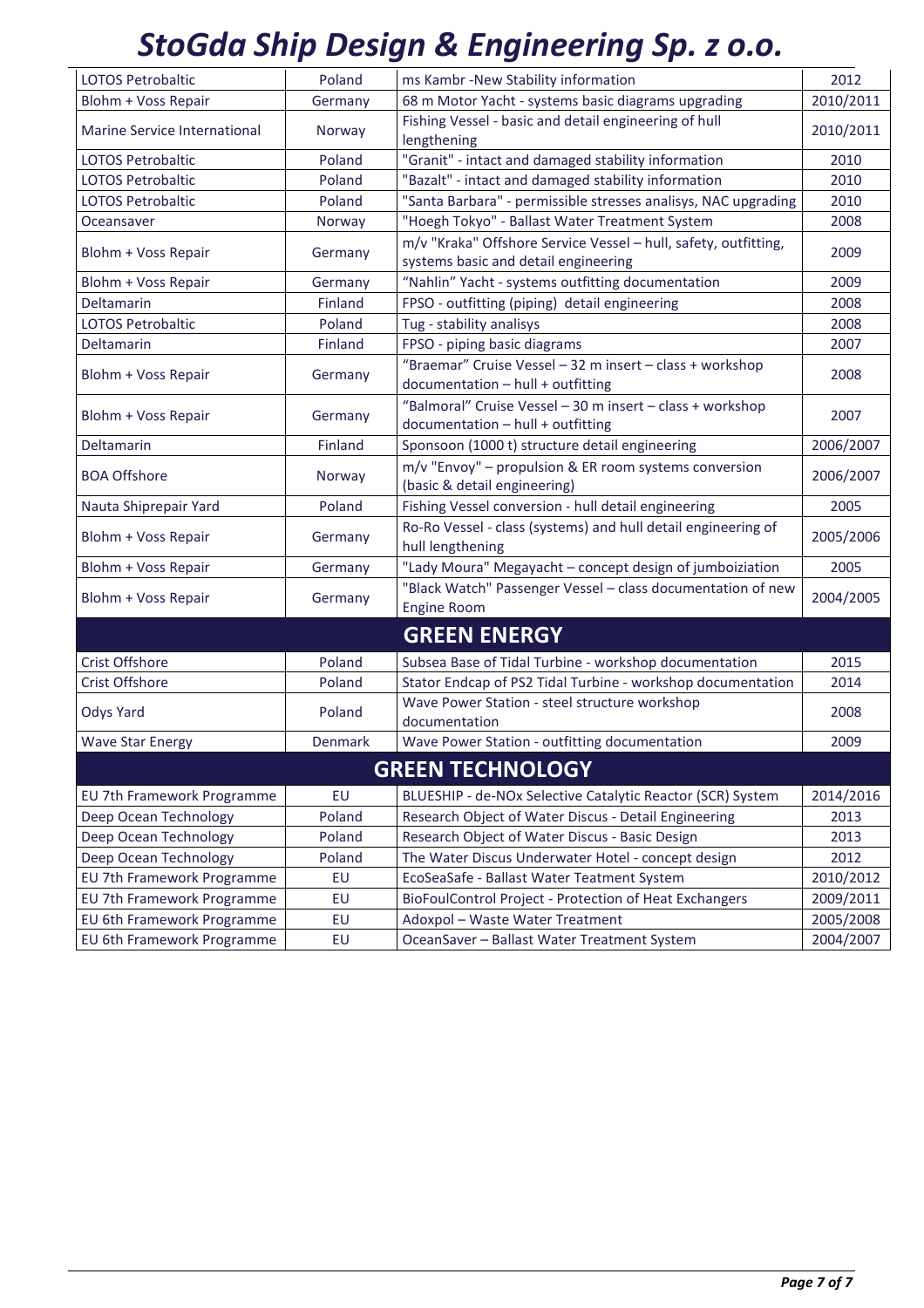| | | | |
|---|---|---|---|
| LOTOS Petrobaltic | Poland | ms Kambr -New Stability information | 2012 |
| Blohm + Voss Repair | Germany | 68 m Motor Yacht - systems basic diagrams upgrading | 2010/2011 |
| Marine Service International | Norway | Fishing Vessel - basic and detail engineering of hull lengthening | 2010/2011 |
| LOTOS Petrobaltic | Poland | "Granit" - intact and damaged stability information | 2010 |
| LOTOS Petrobaltic | Poland | "Bazalt" - intact and damaged stability information | 2010 |
| LOTOS Petrobaltic | Poland | "Santa Barbara" - permissible stresses analisys, NAC upgrading | 2010 |
| Oceansaver | Norway | "Hoegh Tokyo" - Ballast Water Treatment System | 2008 |
| Blohm + Voss Repair | Germany | m/v "Kraka" Offshore Service Vessel – hull, safety, outfitting, systems basic and detail engineering | 2009 |
| Blohm + Voss Repair | Germany | "Nahlin" Yacht - systems outfitting documentation | 2009 |
| Deltamarin | Finland | FPSO - outfitting (piping) detail engineering | 2008 |
| LOTOS Petrobaltic | Poland | Tug - stability analisys | 2008 |
| Deltamarin | Finland | FPSO - piping basic diagrams | 2007 |
| Blohm + Voss Repair | Germany | "Braemar" Cruise Vessel – 32 m insert – class + workshop documentation – hull + outfitting | 2008 |
| Blohm + Voss Repair | Germany | "Balmoral" Cruise Vessel – 30 m insert – class + workshop documentation – hull + outfitting | 2007 |
| Deltamarin | Finland | Sponsoon (1000 t) structure detail engineering | 2006/2007 |
| BOA Offshore | Norway | m/v "Envoy" – propulsion & ER room systems conversion (basic & detail engineering) | 2006/2007 |
| Nauta Shiprepair Yard | Poland | Fishing Vessel conversion - hull detail engineering | 2005 |
| Blohm + Voss Repair | Germany | Ro-Ro Vessel - class (systems) and hull detail engineering of hull lengthening | 2005/2006 |
| Blohm + Voss Repair | Germany | "Lady Moura" Megayacht – concept design of jumboiziation | 2005 |
| Blohm + Voss Repair | Germany | "Black Watch" Passenger Vessel – class documentation of new Engine Room | 2004/2005 |
| **GREEN ENERGY** | | | |
| Crist Offshore | Poland | Subsea Base of Tidal Turbine - workshop documentation | 2015 |
| Crist Offshore | Poland | Stator Endcap of PS2 Tidal Turbine - workshop documentation | 2014 |
| Odys Yard | Poland | Wave Power Station - steel structure workshop documentation | 2008 |
| Wave Star Energy | Denmark | Wave Power Station - outfitting documentation | 2009 |
| **GREEN TECHNOLOGY** | | | |
| EU 7th Framework Programme | EU | BLUESHIP - de-NOx Selective Catalytic Reactor (SCR) System | 2014/2016 |
| Deep Ocean Technology | Poland | Research Object of Water Discus - Detail Engineering | 2013 |
| Deep Ocean Technology | Poland | Research Object of Water Discus - Basic Design | 2013 |
| Deep Ocean Technology | Poland | The Water Discus Underwater Hotel - concept design | 2012 |
| EU 7th Framework Programme | EU | EcoSeaSafe - Ballast Water Teatment System | 2010/2012 |
| EU 7th Framework Programme | EU | BioFoulControl Project - Protection of Heat Exchangers | 2009/2011 |
| EU 6th Framework Programme | EU | Adoxpol – Waste Water Treatment | 2005/2008 |
| EU 6th Framework Programme | EU | OceanSaver – Ballast Water Treatment System | 2004/2007 |